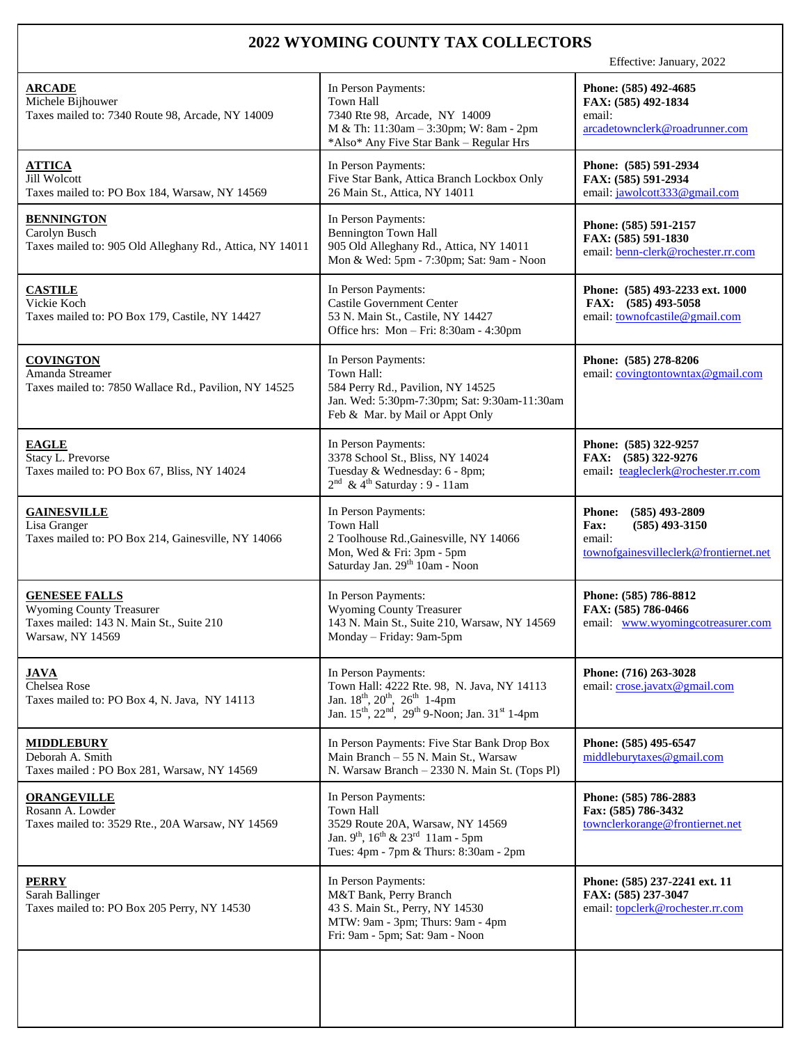# 2022 WYOMING COUNTY TAX COLLECTORS

Effective: January, 2022

| Town / Collector | In Person Payments | Contact |
|---|---|---|
| **ARCADE**<br>Michele Bijhouwer<br>Taxes mailed to: 7340 Route 98, Arcade, NY 14009 | In Person Payments:<br>Town Hall<br>7340 Rte 98, Arcade, NY 14009<br>M & Th: 11:30am – 3:30pm; W: 8am - 2pm<br>*Also* Any Five Star Bank – Regular Hrs | **Phone: (585) 492-4685**<br>**FAX: (585) 492-1834**<br>email:<br>arcadetownclerk@roadrunner.com |
| **ATTICA**<br>Jill Wolcott<br>Taxes mailed to: PO Box 184, Warsaw, NY 14569 | In Person Payments:<br>Five Star Bank, Attica Branch Lockbox Only<br>26 Main St., Attica, NY 14011 | **Phone: (585) 591-2934**<br>**FAX: (585) 591-2934**<br>email: jawolcott333@gmail.com |
| **BENNINGTON**<br>Carolyn Busch<br>Taxes mailed to: 905 Old Alleghany Rd., Attica, NY 14011 | In Person Payments:<br>Bennington Town Hall<br>905 Old Alleghany Rd., Attica, NY 14011<br>Mon & Wed: 5pm - 7:30pm; Sat: 9am - Noon | **Phone: (585) 591-2157**<br>**FAX: (585) 591-1830**<br>email: benn-clerk@rochester.rr.com |
| **CASTILE**<br>Vickie Koch<br>Taxes mailed to: PO Box 179, Castile, NY 14427 | In Person Payments:<br>Castile Government Center<br>53 N. Main St., Castile, NY 14427<br>Office hrs: Mon – Fri: 8:30am - 4:30pm | **Phone: (585) 493-2233 ext. 1000**<br>**FAX: (585) 493-5058**<br>email: townofcastile@gmail.com |
| **COVINGTON**<br>Amanda Streamer<br>Taxes mailed to: 7850 Wallace Rd., Pavilion, NY 14525 | In Person Payments:<br>Town Hall:<br>584 Perry Rd., Pavilion, NY 14525<br>Jan. Wed: 5:30pm-7:30pm; Sat: 9:30am-11:30am<br>Feb & Mar. by Mail or Appt Only | **Phone: (585) 278-8206**<br>email: covingtontowntax@gmail.com |
| **EAGLE**<br>Stacy L. Prevorse<br>Taxes mailed to: PO Box 67, Bliss, NY 14024 | In Person Payments:<br>3378 School St., Bliss, NY 14024<br>Tuesday & Wednesday: 6 - 8pm;<br>2nd & 4th Saturday : 9 - 11am | **Phone: (585) 322-9257**<br>**FAX: (585) 322-9276**<br>**email:** teagleclerk@rochester.rr.com |
| **GAINESVILLE**<br>Lisa Granger<br>Taxes mailed to: PO Box 214, Gainesville, NY 14066 | In Person Payments:<br>Town Hall<br>2 Toolhouse Rd.,Gainesville, NY 14066<br>Mon, Wed & Fri: 3pm - 5pm<br>Saturday Jan. 29th 10am - Noon | **Phone: (585) 493-2809**<br>**Fax: (585) 493-3150**<br>email:<br>townofgainesvilleclerk@frontiernet.net |
| **GENESEE FALLS**<br>Wyoming County Treasurer<br>Taxes mailed: 143 N. Main St., Suite 210<br>Warsaw, NY 14569 | In Person Payments:<br>Wyoming County Treasurer<br>143 N. Main St., Suite 210, Warsaw, NY 14569<br>Monday – Friday: 9am-5pm | **Phone: (585) 786-8812**<br>**FAX: (585) 786-0466**<br>email: www.wyomingcotreasurer.com |
| **JAVA**<br>Chelsea Rose<br>Taxes mailed to: PO Box 4, N. Java, NY 14113 | In Person Payments:<br>Town Hall: 4222 Rte. 98, N. Java, NY 14113<br>Jan. 18th, 20th, 26th 1-4pm<br>Jan. 15th, 22nd, 29th 9-Noon; Jan. 31st 1-4pm | **Phone: (716) 263-3028**<br>email: crose.javatx@gmail.com |
| **MIDDLEBURY**<br>Deborah A. Smith<br>Taxes mailed : PO Box 281, Warsaw, NY 14569 | In Person Payments: Five Star Bank Drop Box<br>Main Branch – 55 N. Main St., Warsaw<br>N. Warsaw Branch – 2330 N. Main St. (Tops Pl) | **Phone: (585) 495-6547**<br>middleburytaxes@gmail.com |
| **ORANGEVILLE**<br>Rosann A. Lowder<br>Taxes mailed to: 3529 Rte., 20A Warsaw, NY 14569 | In Person Payments:<br>Town Hall<br>3529 Route 20A, Warsaw, NY 14569<br>Jan. 9th, 16th & 23rd 11am - 5pm<br>Tues: 4pm - 7pm & Thurs: 8:30am - 2pm | **Phone: (585) 786-2883**<br>**Fax: (585) 786-3432**<br>townclerkorange@frontiernet.net |
| **PERRY**<br>Sarah Ballinger<br>Taxes mailed to: PO Box 205 Perry, NY 14530 | In Person Payments:<br>M&T Bank, Perry Branch<br>43 S. Main St., Perry, NY 14530<br>MTW: 9am - 3pm; Thurs: 9am - 4pm<br>Fri: 9am - 5pm; Sat: 9am - Noon | **Phone: (585) 237-2241 ext. 11**<br>**FAX: (585) 237-3047**<br>email: topclerk@rochester.rr.com |
| | | |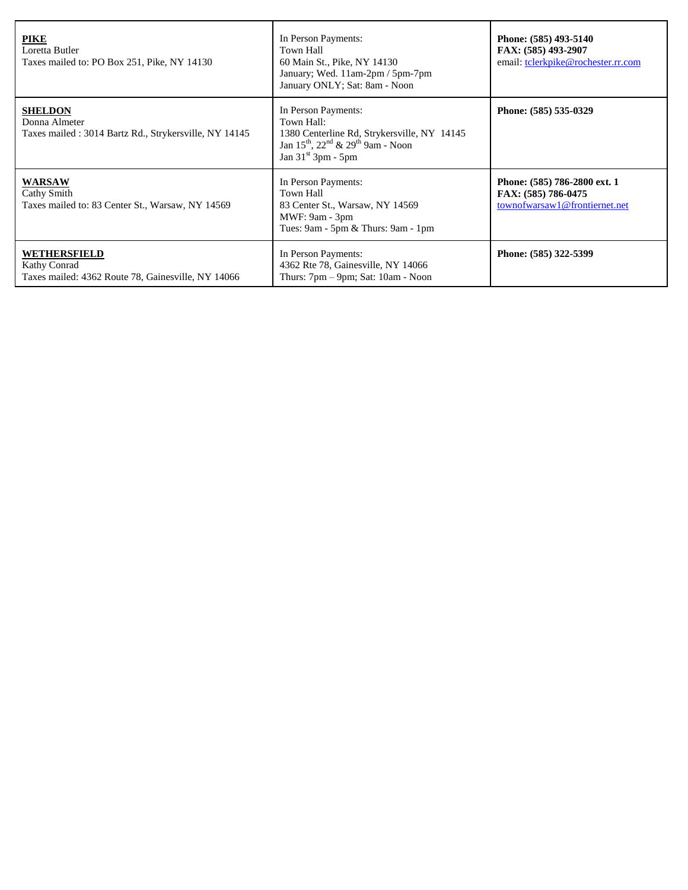| | | |
|---|---|---|
| **PIKE**<br>Loretta Butler<br>Taxes mailed to: PO Box 251, Pike, NY 14130 | In Person Payments:<br>Town Hall<br>60 Main St., Pike, NY 14130<br>January; Wed. 11am-2pm / 5pm-7pm<br>January ONLY; Sat: 8am - Noon | **Phone: (585) 493-5140**<br>**FAX: (585) 493-2907**<br>email: tclerkpike@rochester.rr.com |
| **SHELDON**<br>Donna Almeter<br>Taxes mailed : 3014 Bartz Rd., Strykersville, NY 14145 | In Person Payments:<br>Town Hall:<br>1380 Centerline Rd, Strykersville, NY 14145<br>Jan 15th, 22nd & 29th 9am - Noon<br>Jan 31st 3pm - 5pm | **Phone: (585) 535-0329** |
| **WARSAW**<br>Cathy Smith<br>Taxes mailed to: 83 Center St., Warsaw, NY 14569 | In Person Payments:<br>Town Hall<br>83 Center St., Warsaw, NY 14569<br>MWF: 9am - 3pm<br>Tues: 9am - 5pm & Thurs: 9am - 1pm | **Phone: (585) 786-2800 ext. 1**<br>**FAX: (585) 786-0475**<br>townofwarsaw1@frontiernet.net |
| **WETHERSFIELD**<br>Kathy Conrad<br>Taxes mailed: 4362 Route 78, Gainesville, NY 14066 | In Person Payments:<br>4362 Rte 78, Gainesville, NY 14066<br>Thurs: 7pm – 9pm; Sat: 10am - Noon | **Phone: (585) 322-5399** |